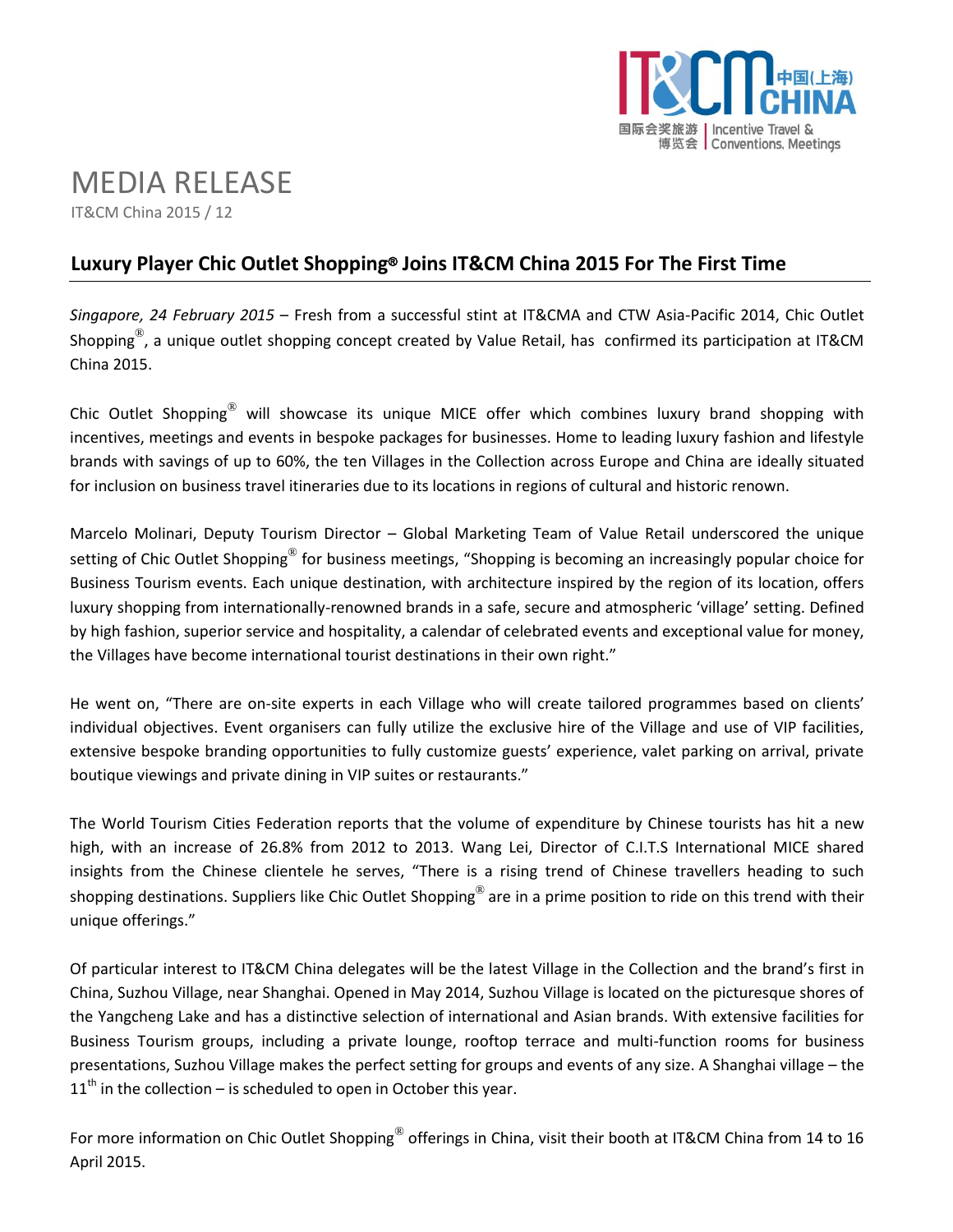# MEDIA RELEASE

IT&CM China 2015 / 12

## Luxury Player Chic Outlet Shopping® Joins IT&CM China 2015 For The First Time

*Singapore, 24 February 2015* – Fresh from a successful stint at IT&CMA and CTW Asia-Pacific 2014, Chic Outlet Shopping®, a unique outlet shopping concept created by Value Retail, has confirmed its participation at IT&CM China 2015.

Chic Outlet Shopping® will showcase its unique MICE offer which combines luxury brand shopping with incentives, meetings and events in bespoke packages for businesses. Home to leading luxury fashion and lifestyle brands with savings of up to 60%, the ten Villages in the Collection across Europe and China are ideally situated for inclusion on business travel itineraries due to its locations in regions of cultural and historic renown.

Marcelo Molinari, Deputy Tourism Director – Global Marketing Team of Value Retail underscored the unique setting of Chic Outlet Shopping® for business meetings, "Shopping is becoming an increasingly popular choice for Business Tourism events. Each unique destination, with architecture inspired by the region of its location, offers luxury shopping from internationally-renowned brands in a safe, secure and atmospheric 'village' setting. Defined by high fashion, superior service and hospitality, a calendar of celebrated events and exceptional value for money, the Villages have become international tourist destinations in their own right."

He went on, "There are on-site experts in each Village who will create tailored programmes based on clients' individual objectives. Event organisers can fully utilize the exclusive hire of the Village and use of VIP facilities, extensive bespoke branding opportunities to fully customize guests' experience, valet parking on arrival, private boutique viewings and private dining in VIP suites or restaurants."

The World Tourism Cities Federation reports that the volume of expenditure by Chinese tourists has hit a new high, with an increase of 26.8% from 2012 to 2013. Wang Lei, Director of C.I.T.S International MICE shared insights from the Chinese clientele he serves, "There is a rising trend of Chinese travellers heading to such shopping destinations. Suppliers like Chic Outlet Shopping® are in a prime position to ride on this trend with their unique offerings."

Of particular interest to IT&CM China delegates will be the latest Village in the Collection and the brand's first in China, Suzhou Village, near Shanghai. Opened in May 2014, Suzhou Village is located on the picturesque shores of the Yangcheng Lake and has a distinctive selection of international and Asian brands. With extensive facilities for Business Tourism groups, including a private lounge, rooftop terrace and multi-function rooms for business presentations, Suzhou Village makes the perfect setting for groups and events of any size. A Shanghai village – the 11th in the collection – is scheduled to open in October this year.

For more information on Chic Outlet Shopping® offerings in China, visit their booth at IT&CM China from 14 to 16 April 2015.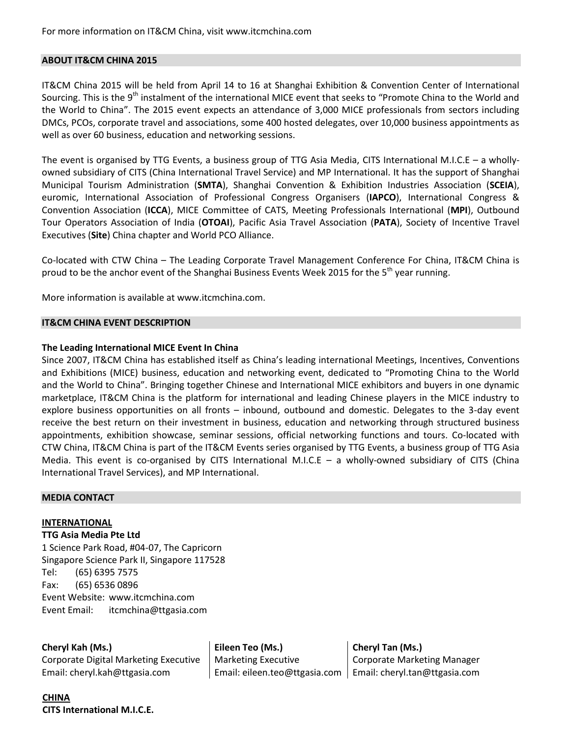For more information on IT&CM China, visit www.itcmchina.com

## ABOUT IT&CM CHINA 2015

IT&CM China 2015 will be held from April 14 to 16 at Shanghai Exhibition & Convention Center of International Sourcing. This is the 9th instalment of the international MICE event that seeks to "Promote China to the World and the World to China". The 2015 event expects an attendance of 3,000 MICE professionals from sectors including DMCs, PCOs, corporate travel and associations, some 400 hosted delegates, over 10,000 business appointments as well as over 60 business, education and networking sessions.

The event is organised by TTG Events, a business group of TTG Asia Media, CITS International M.I.C.E – a wholly-owned subsidiary of CITS (China International Travel Service) and MP International. It has the support of Shanghai Municipal Tourism Administration (**SMTA**), Shanghai Convention & Exhibition Industries Association (**SCEIA**), euromic, International Association of Professional Congress Organisers (**IAPCO**), International Congress & Convention Association (**ICCA**), MICE Committee of CATS, Meeting Professionals International (**MPI**), Outbound Tour Operators Association of India (**OTOAI**), Pacific Asia Travel Association (**PATA**), Society of Incentive Travel Executives (**Site**) China chapter and World PCO Alliance.

Co-located with CTW China – The Leading Corporate Travel Management Conference For China, IT&CM China is proud to be the anchor event of the Shanghai Business Events Week 2015 for the 5th year running.

More information is available at www.itcmchina.com.

## IT&CM CHINA EVENT DESCRIPTION

**The Leading International MICE Event In China**

Since 2007, IT&CM China has established itself as China's leading international Meetings, Incentives, Conventions and Exhibitions (MICE) business, education and networking event, dedicated to "Promoting China to the World and the World to China". Bringing together Chinese and International MICE exhibitors and buyers in one dynamic marketplace, IT&CM China is the platform for international and leading Chinese players in the MICE industry to explore business opportunities on all fronts – inbound, outbound and domestic. Delegates to the 3-day event receive the best return on their investment in business, education and networking through structured business appointments, exhibition showcase, seminar sessions, official networking functions and tours. Co-located with CTW China, IT&CM China is part of the IT&CM Events series organised by TTG Events, a business group of TTG Asia Media. This event is co-organised by CITS International M.I.C.E – a wholly-owned subsidiary of CITS (China International Travel Services), and MP International.

## MEDIA CONTACT

**INTERNATIONAL**

**TTG Asia Media Pte Ltd**
1 Science Park Road, #04-07, The Capricorn
Singapore Science Park II, Singapore 117528
Tel: (65) 6395 7575
Fax: (65) 6536 0896
Event Website: www.itcmchina.com
Event Email: itcmchina@ttgasia.com

| **Cheryl Kah (Ms.)** | **Eileen Teo (Ms.)** | **Cheryl Tan (Ms.)** |
|---|---|---|
| Corporate Digital Marketing Executive | Marketing Executive | Corporate Marketing Manager |
| Email: cheryl.kah@ttgasia.com | Email: eileen.teo@ttgasia.com | Email: cheryl.tan@ttgasia.com |

**CHINA**

**CITS International M.I.C.E.**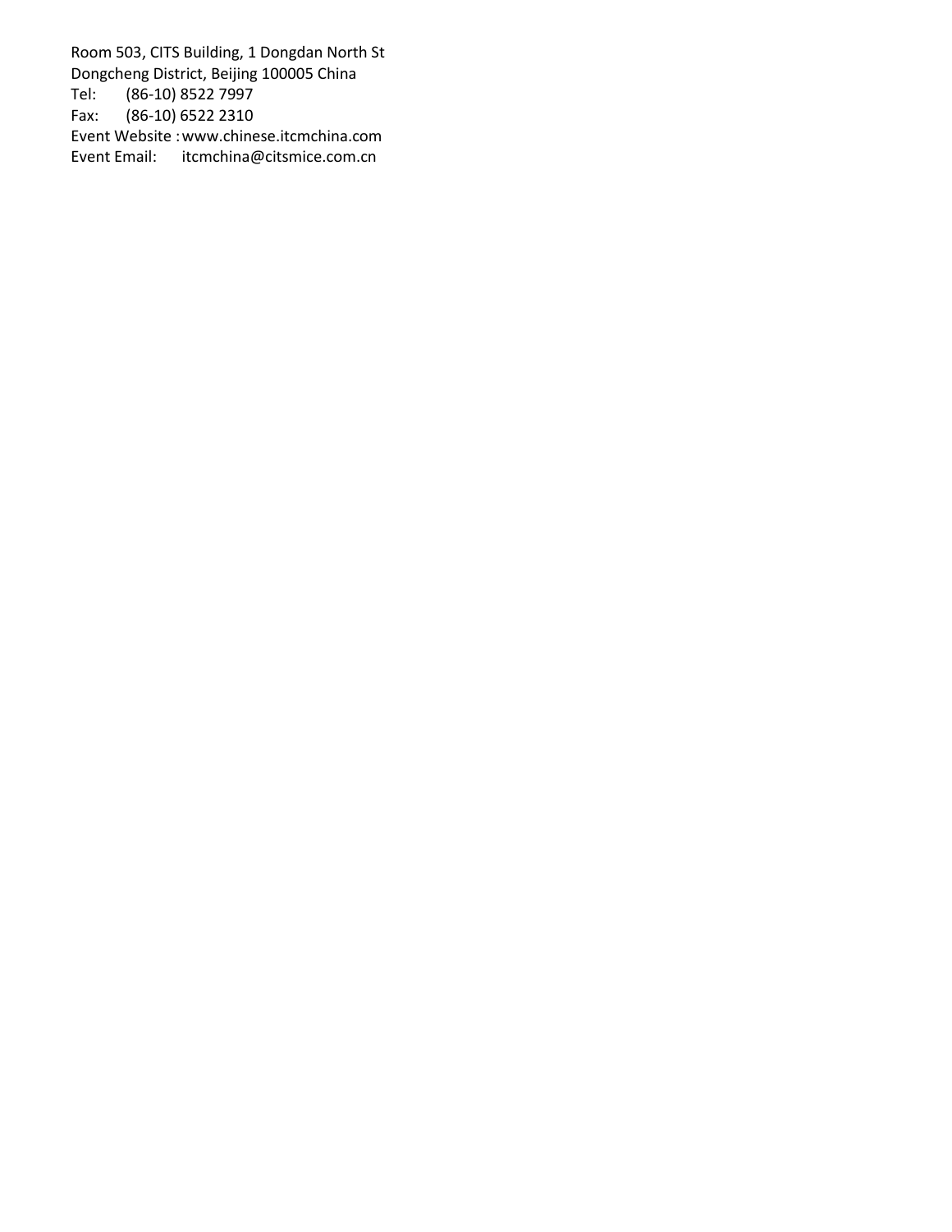Room 503, CITS Building, 1 Dongdan North St
Dongcheng District, Beijing 100005 China
Tel: (86-10) 8522 7997
Fax: (86-10) 6522 2310
Event Website : www.chinese.itcmchina.com
Event Email: itcmchina@citsmice.com.cn